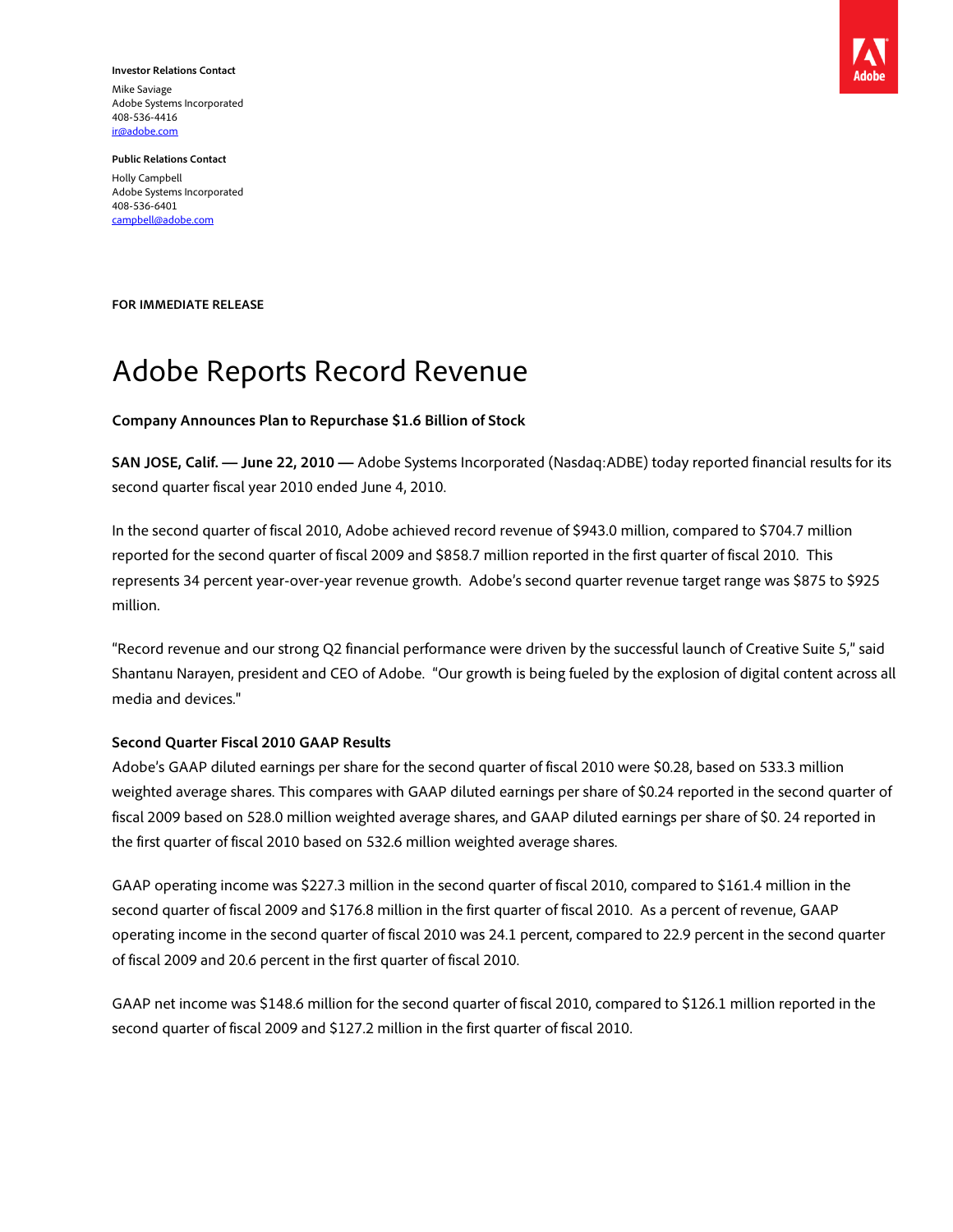**Investor Relations Contact**

Mike Saviage
Adobe Systems Incorporated
408-536-4416
ir@adobe.com

**Public Relations Contact**

Holly Campbell
Adobe Systems Incorporated
408-536-6401
campbell@adobe.com

**FOR IMMEDIATE RELEASE**

# Adobe Reports Record Revenue

**Company Announces Plan to Repurchase $1.6 Billion of Stock**

**SAN JOSE, Calif. — June 22, 2010 —** Adobe Systems Incorporated (Nasdaq:ADBE) today reported financial results for its second quarter fiscal year 2010 ended June 4, 2010.

In the second quarter of fiscal 2010, Adobe achieved record revenue of $943.0 million, compared to $704.7 million reported for the second quarter of fiscal 2009 and $858.7 million reported in the first quarter of fiscal 2010. This represents 34 percent year-over-year revenue growth. Adobe's second quarter revenue target range was $875 to $925 million.

"Record revenue and our strong Q2 financial performance were driven by the successful launch of Creative Suite 5," said Shantanu Narayen, president and CEO of Adobe. "Our growth is being fueled by the explosion of digital content across all media and devices."

**Second Quarter Fiscal 2010 GAAP Results**

Adobe's GAAP diluted earnings per share for the second quarter of fiscal 2010 were $0.28, based on 533.3 million weighted average shares. This compares with GAAP diluted earnings per share of $0.24 reported in the second quarter of fiscal 2009 based on 528.0 million weighted average shares, and GAAP diluted earnings per share of $0. 24 reported in the first quarter of fiscal 2010 based on 532.6 million weighted average shares.

GAAP operating income was $227.3 million in the second quarter of fiscal 2010, compared to $161.4 million in the second quarter of fiscal 2009 and $176.8 million in the first quarter of fiscal 2010. As a percent of revenue, GAAP operating income in the second quarter of fiscal 2010 was 24.1 percent, compared to 22.9 percent in the second quarter of fiscal 2009 and 20.6 percent in the first quarter of fiscal 2010.

GAAP net income was $148.6 million for the second quarter of fiscal 2010, compared to $126.1 million reported in the second quarter of fiscal 2009 and $127.2 million in the first quarter of fiscal 2010.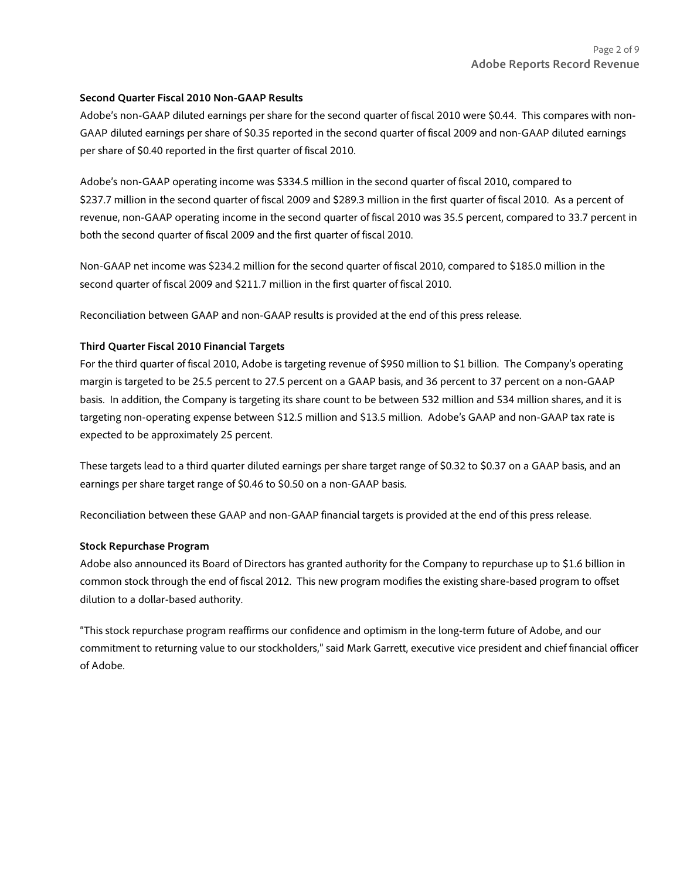**Second Quarter Fiscal 2010 Non-GAAP Results**

Adobe's non-GAAP diluted earnings per share for the second quarter of fiscal 2010 were $0.44. This compares with non-GAAP diluted earnings per share of $0.35 reported in the second quarter of fiscal 2009 and non-GAAP diluted earnings per share of $0.40 reported in the first quarter of fiscal 2010.

Adobe's non-GAAP operating income was $334.5 million in the second quarter of fiscal 2010, compared to $237.7 million in the second quarter of fiscal 2009 and $289.3 million in the first quarter of fiscal 2010. As a percent of revenue, non-GAAP operating income in the second quarter of fiscal 2010 was 35.5 percent, compared to 33.7 percent in both the second quarter of fiscal 2009 and the first quarter of fiscal 2010.

Non-GAAP net income was $234.2 million for the second quarter of fiscal 2010, compared to $185.0 million in the second quarter of fiscal 2009 and $211.7 million in the first quarter of fiscal 2010.

Reconciliation between GAAP and non-GAAP results is provided at the end of this press release.

**Third Quarter Fiscal 2010 Financial Targets**

For the third quarter of fiscal 2010, Adobe is targeting revenue of $950 million to $1 billion. The Company's operating margin is targeted to be 25.5 percent to 27.5 percent on a GAAP basis, and 36 percent to 37 percent on a non-GAAP basis. In addition, the Company is targeting its share count to be between 532 million and 534 million shares, and it is targeting non-operating expense between $12.5 million and $13.5 million. Adobe's GAAP and non-GAAP tax rate is expected to be approximately 25 percent.

These targets lead to a third quarter diluted earnings per share target range of $0.32 to $0.37 on a GAAP basis, and an earnings per share target range of $0.46 to $0.50 on a non-GAAP basis.

Reconciliation between these GAAP and non-GAAP financial targets is provided at the end of this press release.

**Stock Repurchase Program**

Adobe also announced its Board of Directors has granted authority for the Company to repurchase up to $1.6 billion in common stock through the end of fiscal 2012. This new program modifies the existing share-based program to offset dilution to a dollar-based authority.

"This stock repurchase program reaffirms our confidence and optimism in the long-term future of Adobe, and our commitment to returning value to our stockholders," said Mark Garrett, executive vice president and chief financial officer of Adobe.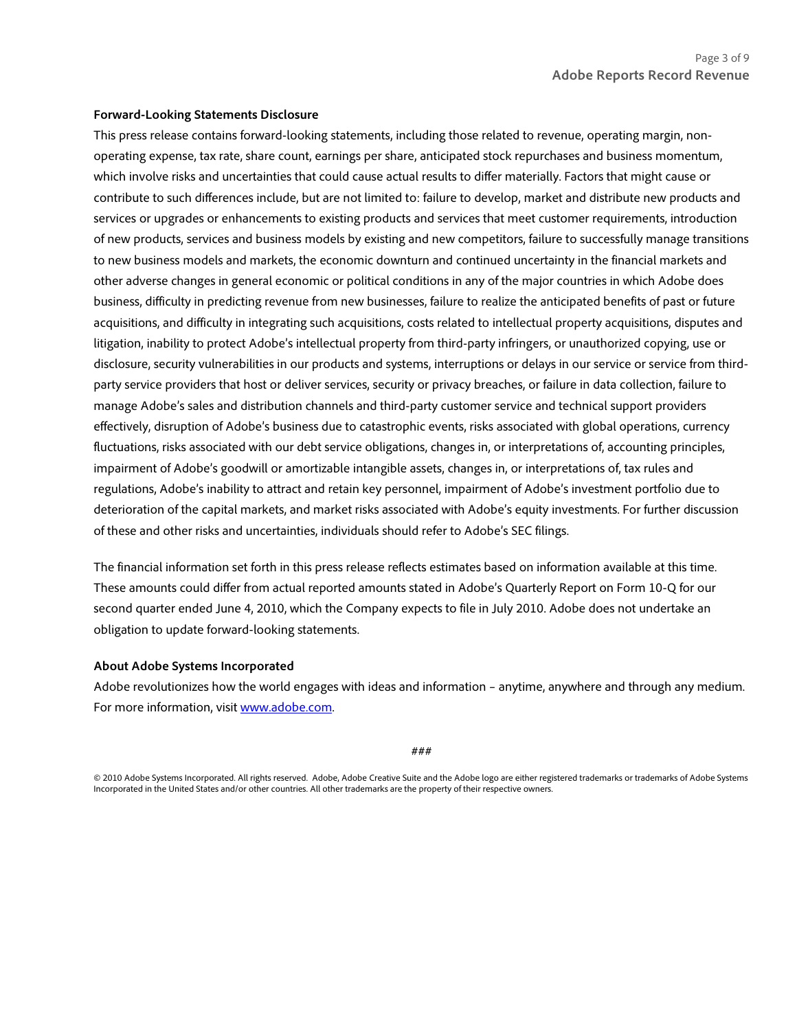**Forward-Looking Statements Disclosure**

This press release contains forward-looking statements, including those related to revenue, operating margin, non-operating expense, tax rate, share count, earnings per share, anticipated stock repurchases and business momentum, which involve risks and uncertainties that could cause actual results to differ materially. Factors that might cause or contribute to such differences include, but are not limited to: failure to develop, market and distribute new products and services or upgrades or enhancements to existing products and services that meet customer requirements, introduction of new products, services and business models by existing and new competitors, failure to successfully manage transitions to new business models and markets, the economic downturn and continued uncertainty in the financial markets and other adverse changes in general economic or political conditions in any of the major countries in which Adobe does business, difficulty in predicting revenue from new businesses, failure to realize the anticipated benefits of past or future acquisitions, and difficulty in integrating such acquisitions, costs related to intellectual property acquisitions, disputes and litigation, inability to protect Adobe's intellectual property from third-party infringers, or unauthorized copying, use or disclosure, security vulnerabilities in our products and systems, interruptions or delays in our service or service from third-party service providers that host or deliver services, security or privacy breaches, or failure in data collection, failure to manage Adobe's sales and distribution channels and third-party customer service and technical support providers effectively, disruption of Adobe's business due to catastrophic events, risks associated with global operations, currency fluctuations, risks associated with our debt service obligations, changes in, or interpretations of, accounting principles, impairment of Adobe's goodwill or amortizable intangible assets, changes in, or interpretations of, tax rules and regulations, Adobe's inability to attract and retain key personnel, impairment of Adobe's investment portfolio due to deterioration of the capital markets, and market risks associated with Adobe's equity investments. For further discussion of these and other risks and uncertainties, individuals should refer to Adobe's SEC filings.

The financial information set forth in this press release reflects estimates based on information available at this time. These amounts could differ from actual reported amounts stated in Adobe's Quarterly Report on Form 10-Q for our second quarter ended June 4, 2010, which the Company expects to file in July 2010. Adobe does not undertake an obligation to update forward-looking statements.

**About Adobe Systems Incorporated**

Adobe revolutionizes how the world engages with ideas and information – anytime, anywhere and through any medium. For more information, visit www.adobe.com.

###

© 2010 Adobe Systems Incorporated. All rights reserved. Adobe, Adobe Creative Suite and the Adobe logo are either registered trademarks or trademarks of Adobe Systems Incorporated in the United States and/or other countries. All other trademarks are the property of their respective owners.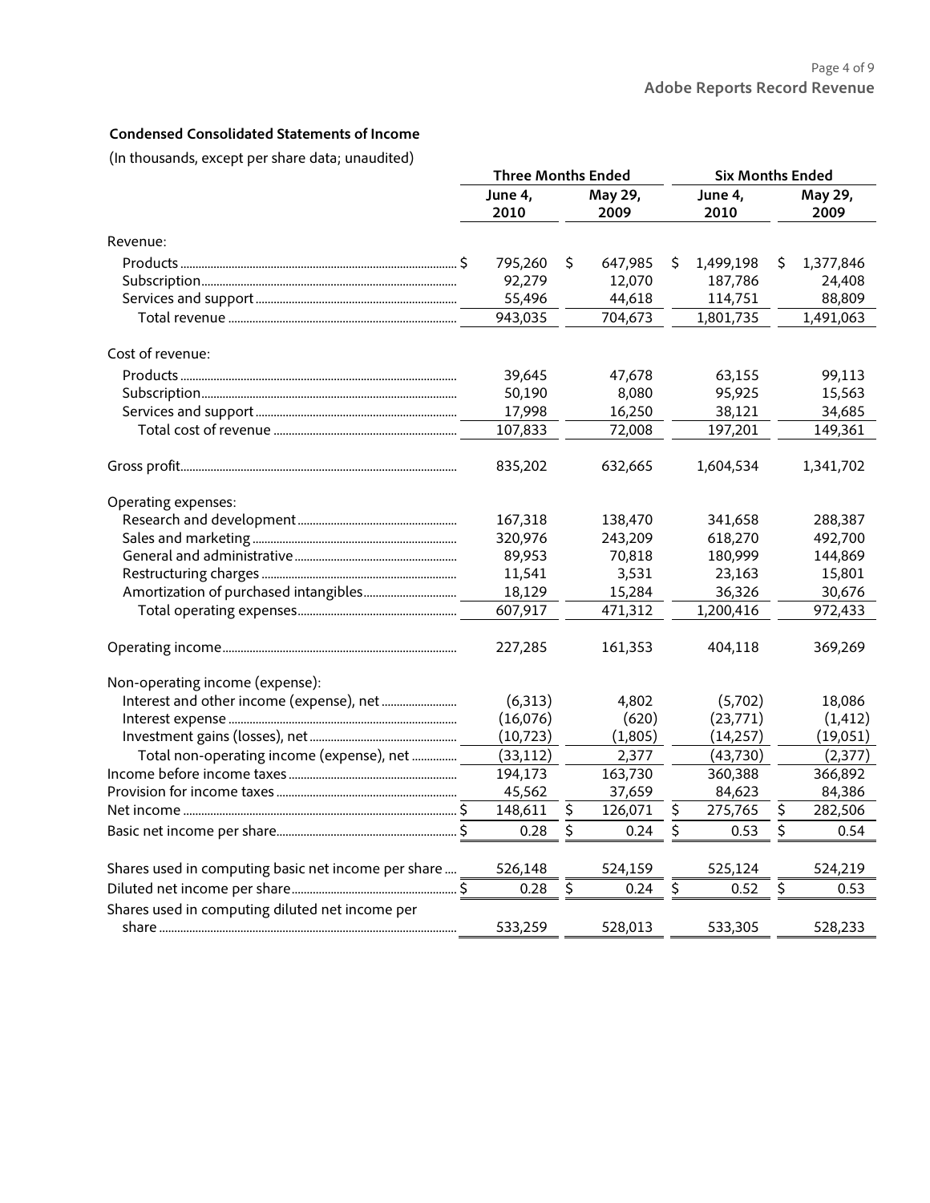**Condensed Consolidated Statements of Income**

(In thousands, except per share data; unaudited)

| | Three Months Ended | | Six Months Ended | |
|---|---|---|---|---|
| | June 4, 2010 | May 29, 2009 | June 4, 2010 | May 29, 2009 |
| Revenue: | | | | |
| Products | $ 795,260 | $ 647,985 | $ 1,499,198 | $ 1,377,846 |
| Subscription | 92,279 | 12,070 | 187,786 | 24,408 |
| Services and support | 55,496 | 44,618 | 114,751 | 88,809 |
| Total revenue | 943,035 | 704,673 | 1,801,735 | 1,491,063 |
| Cost of revenue: | | | | |
| Products | 39,645 | 47,678 | 63,155 | 99,113 |
| Subscription | 50,190 | 8,080 | 95,925 | 15,563 |
| Services and support | 17,998 | 16,250 | 38,121 | 34,685 |
| Total cost of revenue | 107,833 | 72,008 | 197,201 | 149,361 |
| Gross profit | 835,202 | 632,665 | 1,604,534 | 1,341,702 |
| Operating expenses: | | | | |
| Research and development | 167,318 | 138,470 | 341,658 | 288,387 |
| Sales and marketing | 320,976 | 243,209 | 618,270 | 492,700 |
| General and administrative | 89,953 | 70,818 | 180,999 | 144,869 |
| Restructuring charges | 11,541 | 3,531 | 23,163 | 15,801 |
| Amortization of purchased intangibles | 18,129 | 15,284 | 36,326 | 30,676 |
| Total operating expenses | 607,917 | 471,312 | 1,200,416 | 972,433 |
| Operating income | 227,285 | 161,353 | 404,118 | 369,269 |
| Non-operating income (expense): | | | | |
| Interest and other income (expense), net | (6,313) | 4,802 | (5,702) | 18,086 |
| Interest expense | (16,076) | (620) | (23,771) | (1,412) |
| Investment gains (losses), net | (10,723) | (1,805) | (14,257) | (19,051) |
| Total non-operating income (expense), net | (33,112) | 2,377 | (43,730) | (2,377) |
| Income before income taxes | 194,173 | 163,730 | 360,388 | 366,892 |
| Provision for income taxes | 45,562 | 37,659 | 84,623 | 84,386 |
| Net income | $ 148,611 | $ 126,071 | $ 275,765 | $ 282,506 |
| Basic net income per share | $ 0.28 | $ 0.24 | $ 0.53 | $ 0.54 |
| Shares used in computing basic net income per share | 526,148 | 524,159 | 525,124 | 524,219 |
| Diluted net income per share | $ 0.28 | $ 0.24 | $ 0.52 | $ 0.53 |
| Shares used in computing diluted net income per share | 533,259 | 528,013 | 533,305 | 528,233 |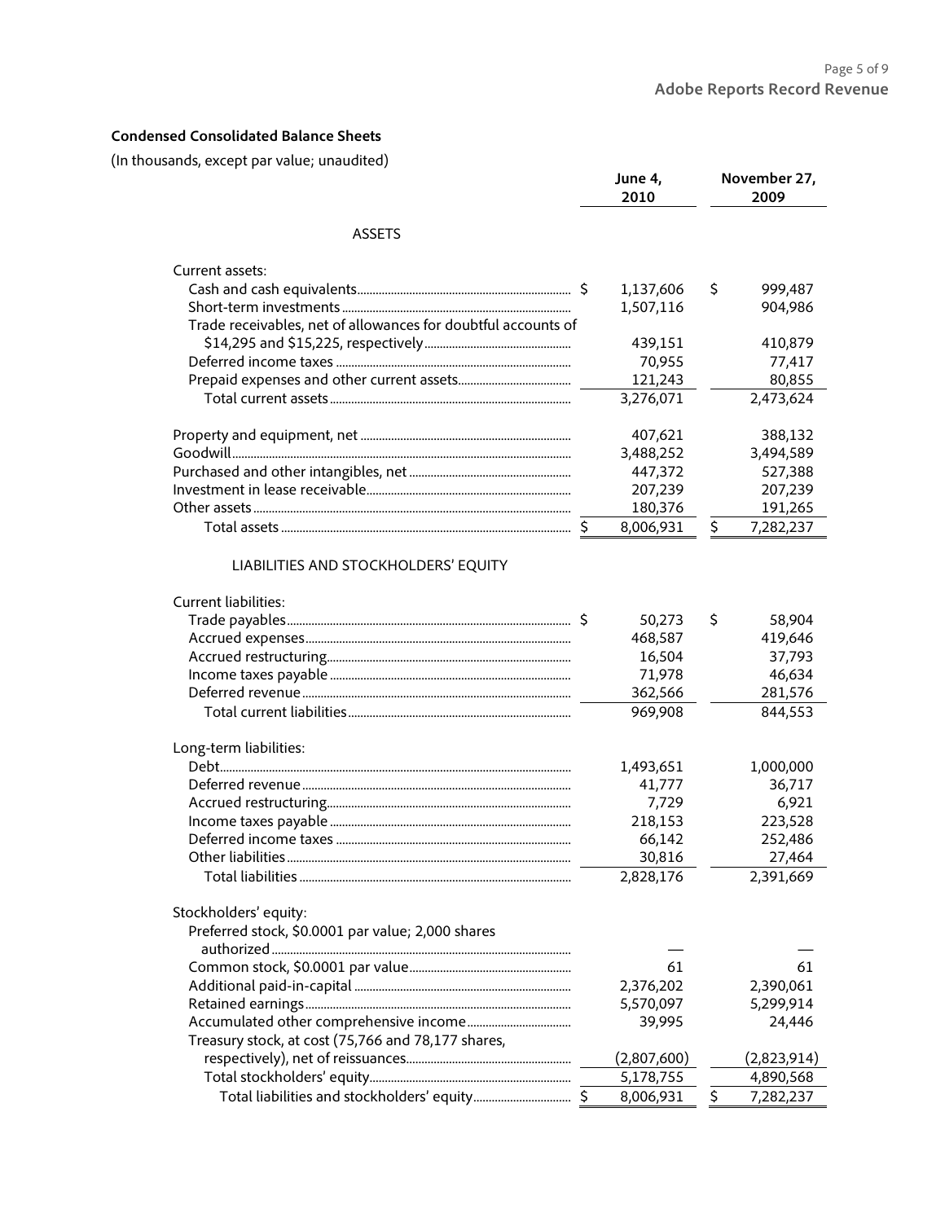**Condensed Consolidated Balance Sheets**

(In thousands, except par value; unaudited)

| | June 4, 2010 | November 27, 2009 |
|---|---|---|
| **ASSETS** | | |
| Current assets: | | |
| Cash and cash equivalents | $ 1,137,606 | $ 999,487 |
| Short-term investments | 1,507,116 | 904,986 |
| Trade receivables, net of allowances for doubtful accounts of $14,295 and $15,225, respectively | 439,151 | 410,879 |
| Deferred income taxes | 70,955 | 77,417 |
| Prepaid expenses and other current assets | 121,243 | 80,855 |
| Total current assets | 3,276,071 | 2,473,624 |
| Property and equipment, net | 407,621 | 388,132 |
| Goodwill | 3,488,252 | 3,494,589 |
| Purchased and other intangibles, net | 447,372 | 527,388 |
| Investment in lease receivable | 207,239 | 207,239 |
| Other assets | 180,376 | 191,265 |
| Total assets | $ 8,006,931 | $ 7,282,237 |
| **LIABILITIES AND STOCKHOLDERS' EQUITY** | | |
| Current liabilities: | | |
| Trade payables | $ 50,273 | $ 58,904 |
| Accrued expenses | 468,587 | 419,646 |
| Accrued restructuring | 16,504 | 37,793 |
| Income taxes payable | 71,978 | 46,634 |
| Deferred revenue | 362,566 | 281,576 |
| Total current liabilities | 969,908 | 844,553 |
| Long-term liabilities: | | |
| Debt | 1,493,651 | 1,000,000 |
| Deferred revenue | 41,777 | 36,717 |
| Accrued restructuring | 7,729 | 6,921 |
| Income taxes payable | 218,153 | 223,528 |
| Deferred income taxes | 66,142 | 252,486 |
| Other liabilities | 30,816 | 27,464 |
| Total liabilities | 2,828,176 | 2,391,669 |
| Stockholders' equity: | | |
| Preferred stock, $0.0001 par value; 2,000 shares authorized | — | — |
| Common stock, $0.0001 par value | 61 | 61 |
| Additional paid-in-capital | 2,376,202 | 2,390,061 |
| Retained earnings | 5,570,097 | 5,299,914 |
| Accumulated other comprehensive income | 39,995 | 24,446 |
| Treasury stock, at cost (75,766 and 78,177 shares, respectively), net of reissuances | (2,807,600) | (2,823,914) |
| Total stockholders' equity | 5,178,755 | 4,890,568 |
| Total liabilities and stockholders' equity | $ 8,006,931 | $ 7,282,237 |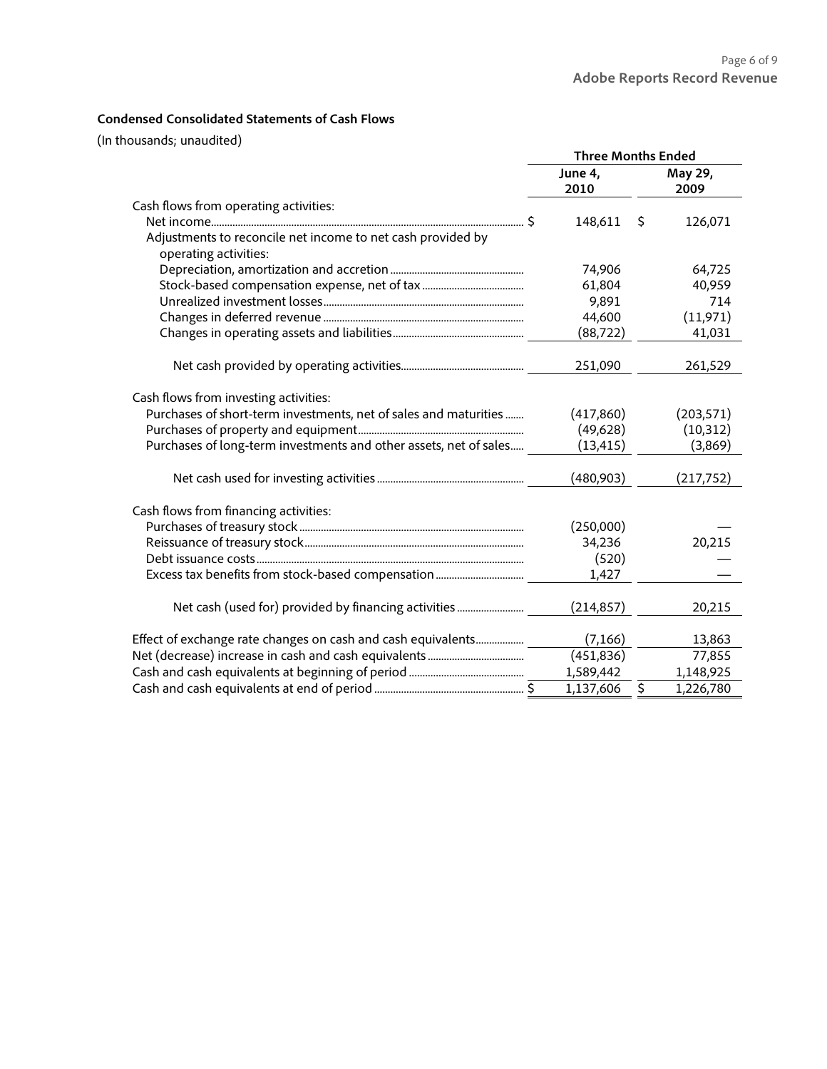**Condensed Consolidated Statements of Cash Flows**

(In thousands; unaudited)

| | Three Months Ended | |
|---|---|---|
| | June 4, 2010 | May 29, 2009 |
| Cash flows from operating activities: | | |
| Net income | $ 148,611 | $ 126,071 |
| Adjustments to reconcile net income to net cash provided by operating activities: | | |
| Depreciation, amortization and accretion | 74,906 | 64,725 |
| Stock-based compensation expense, net of tax | 61,804 | 40,959 |
| Unrealized investment losses | 9,891 | 714 |
| Changes in deferred revenue | 44,600 | (11,971) |
| Changes in operating assets and liabilities | (88,722) | 41,031 |
| Net cash provided by operating activities | 251,090 | 261,529 |
| Cash flows from investing activities: | | |
| Purchases of short-term investments, net of sales and maturities | (417,860) | (203,571) |
| Purchases of property and equipment | (49,628) | (10,312) |
| Purchases of long-term investments and other assets, net of sales | (13,415) | (3,869) |
| Net cash used for investing activities | (480,903) | (217,752) |
| Cash flows from financing activities: | | |
| Purchases of treasury stock | (250,000) | — |
| Reissuance of treasury stock | 34,236 | 20,215 |
| Debt issuance costs | (520) | — |
| Excess tax benefits from stock-based compensation | 1,427 | — |
| Net cash (used for) provided by financing activities | (214,857) | 20,215 |
| Effect of exchange rate changes on cash and cash equivalents | (7,166) | 13,863 |
| Net (decrease) increase in cash and cash equivalents | (451,836) | 77,855 |
| Cash and cash equivalents at beginning of period | 1,589,442 | 1,148,925 |
| Cash and cash equivalents at end of period | $ 1,137,606 | $ 1,226,780 |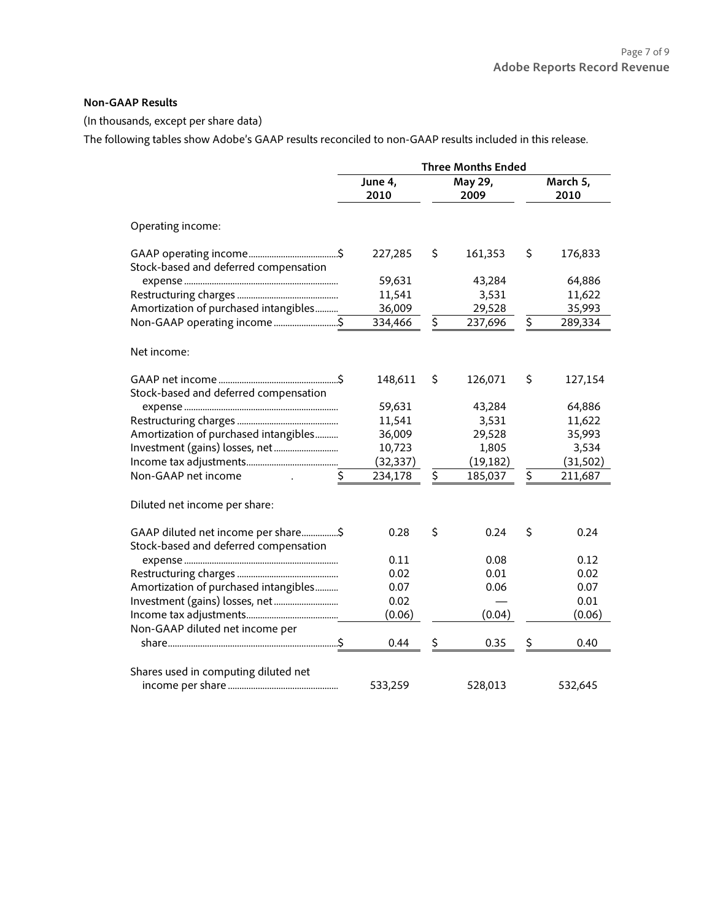**Non-GAAP Results**

(In thousands, except per share data)

The following tables show Adobe's GAAP results reconciled to non-GAAP results included in this release.

| | Three Months Ended | | |
|---|---|---|---|
| | June 4, 2010 | May 29, 2009 | March 5, 2010 |
| Operating income: | | | |
| GAAP operating income | $ 227,285 | $ 161,353 | $ 176,833 |
| Stock-based and deferred compensation expense | 59,631 | 43,284 | 64,886 |
| Restructuring charges | 11,541 | 3,531 | 11,622 |
| Amortization of purchased intangibles | 36,009 | 29,528 | 35,993 |
| Non-GAAP operating income | $ 334,466 | $ 237,696 | $ 289,334 |
| Net income: | | | |
| GAAP net income | $ 148,611 | $ 126,071 | $ 127,154 |
| Stock-based and deferred compensation expense | 59,631 | 43,284 | 64,886 |
| Restructuring charges | 11,541 | 3,531 | 11,622 |
| Amortization of purchased intangibles | 36,009 | 29,528 | 35,993 |
| Investment (gains) losses, net | 10,723 | 1,805 | 3,534 |
| Income tax adjustments | (32,337) | (19,182) | (31,502) |
| Non-GAAP net income | $ 234,178 | $ 185,037 | $ 211,687 |
| Diluted net income per share: | | | |
| GAAP diluted net income per share | $ 0.28 | $ 0.24 | $ 0.24 |
| Stock-based and deferred compensation expense | 0.11 | 0.08 | 0.12 |
| Restructuring charges | 0.02 | 0.01 | 0.02 |
| Amortization of purchased intangibles | 0.07 | 0.06 | 0.07 |
| Investment (gains) losses, net | 0.02 | — | 0.01 |
| Income tax adjustments | (0.06) | (0.04) | (0.06) |
| Non-GAAP diluted net income per share | $ 0.44 | $ 0.35 | $ 0.40 |
| Shares used in computing diluted net income per share | 533,259 | 528,013 | 532,645 |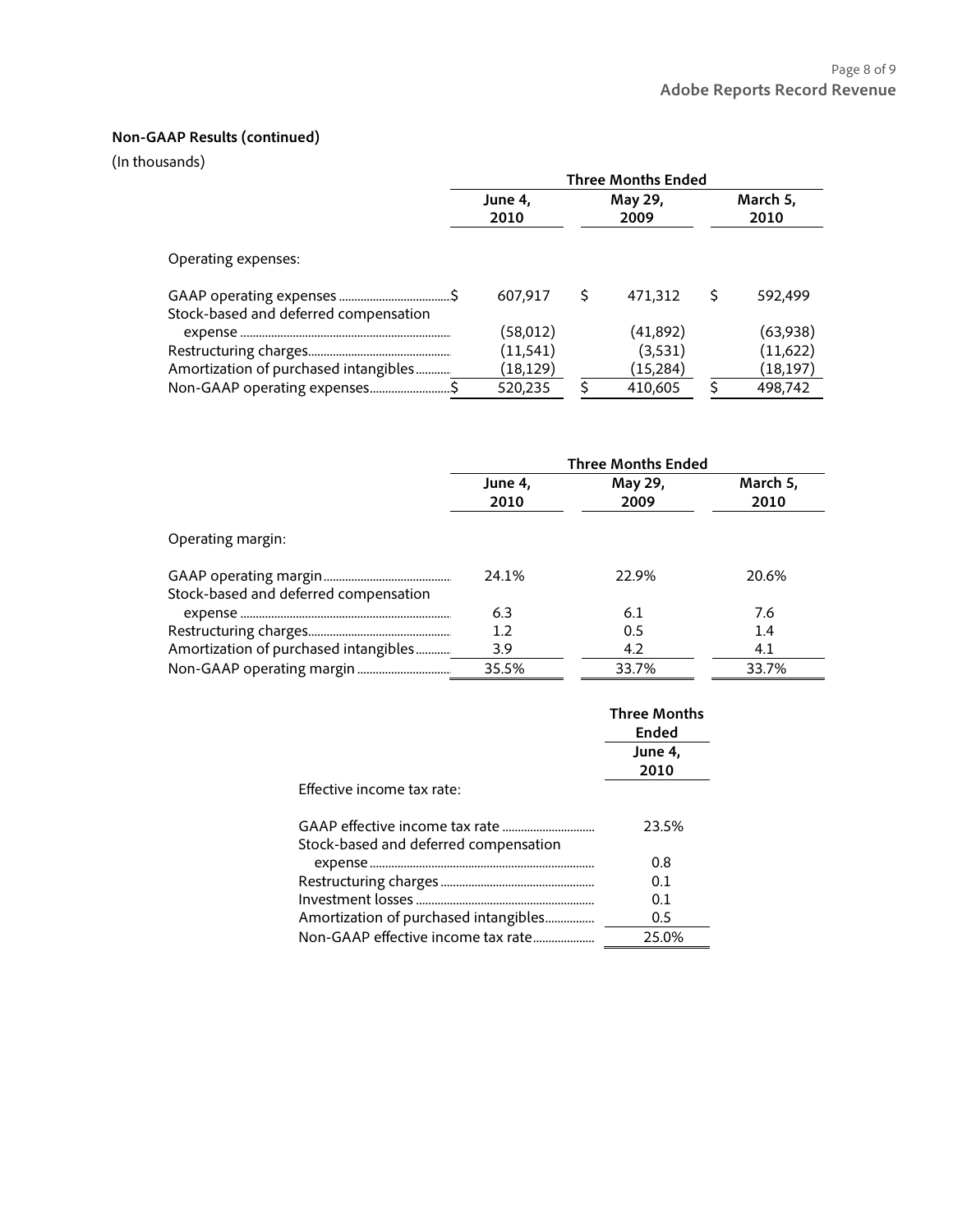**Non-GAAP Results (continued)**

(In thousands)

| | Three Months Ended | | |
|---|---|---|---|
| | June 4, 2010 | May 29, 2009 | March 5, 2010 |
| Operating expenses: | | | |
| GAAP operating expenses | $ 607,917 | $ 471,312 | $ 592,499 |
| Stock-based and deferred compensation expense | (58,012) | (41,892) | (63,938) |
| Restructuring charges | (11,541) | (3,531) | (11,622) |
| Amortization of purchased intangibles | (18,129) | (15,284) | (18,197) |
| Non-GAAP operating expenses | $ 520,235 | $ 410,605 | $ 498,742 |

| | Three Months Ended | | |
|---|---|---|---|
| | June 4, 2010 | May 29, 2009 | March 5, 2010 |
| Operating margin: | | | |
| GAAP operating margin | 24.1% | 22.9% | 20.6% |
| Stock-based and deferred compensation expense | 6.3 | 6.1 | 7.6 |
| Restructuring charges | 1.2 | 0.5 | 1.4 |
| Amortization of purchased intangibles | 3.9 | 4.2 | 4.1 |
| Non-GAAP operating margin | 35.5% | 33.7% | 33.7% |

| | Three Months Ended |
|---|---|
| | June 4, 2010 |
| Effective income tax rate: | |
| GAAP effective income tax rate | 23.5% |
| Stock-based and deferred compensation expense | 0.8 |
| Restructuring charges | 0.1 |
| Investment losses | 0.1 |
| Amortization of purchased intangibles | 0.5 |
| Non-GAAP effective income tax rate | 25.0% |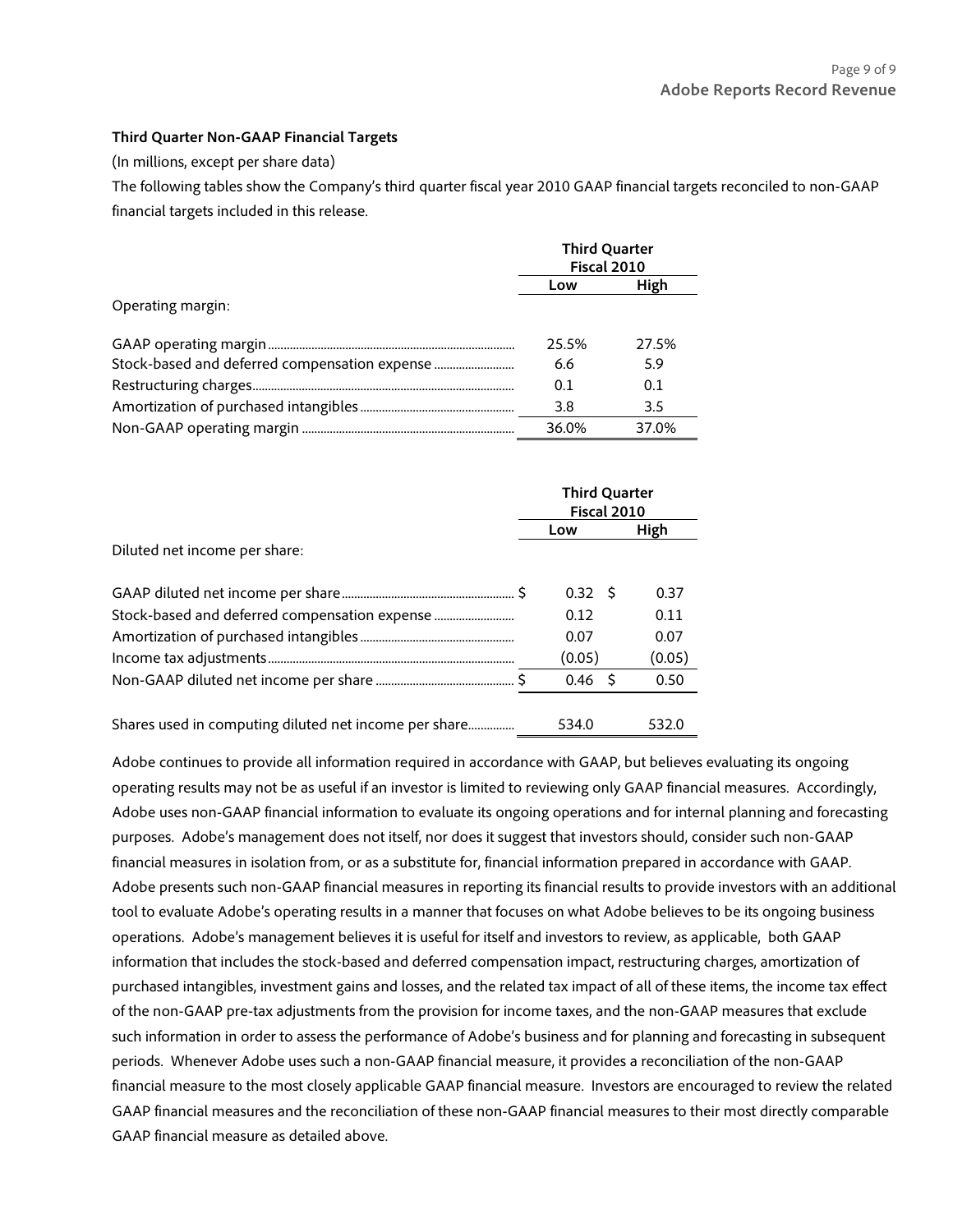**Third Quarter Non-GAAP Financial Targets**

(In millions, except per share data)

The following tables show the Company's third quarter fiscal year 2010 GAAP financial targets reconciled to non-GAAP financial targets included in this release.

| | Third Quarter Fiscal 2010 | |
|---|---|---|
| | Low | High |
| Operating margin: | | |
| GAAP operating margin | 25.5% | 27.5% |
| Stock-based and deferred compensation expense | 6.6 | 5.9 |
| Restructuring charges | 0.1 | 0.1 |
| Amortization of purchased intangibles | 3.8 | 3.5 |
| Non-GAAP operating margin | 36.0% | 37.0% |

| | Third Quarter Fiscal 2010 | |
|---|---|---|
| | Low | High |
| Diluted net income per share: | | |
| GAAP diluted net income per share | $ 0.32 | $ 0.37 |
| Stock-based and deferred compensation expense | 0.12 | 0.11 |
| Amortization of purchased intangibles | 0.07 | 0.07 |
| Income tax adjustments | (0.05) | (0.05) |
| Non-GAAP diluted net income per share | $ 0.46 | $ 0.50 |
| Shares used in computing diluted net income per share | 534.0 | 532.0 |

Adobe continues to provide all information required in accordance with GAAP, but believes evaluating its ongoing operating results may not be as useful if an investor is limited to reviewing only GAAP financial measures. Accordingly, Adobe uses non-GAAP financial information to evaluate its ongoing operations and for internal planning and forecasting purposes. Adobe's management does not itself, nor does it suggest that investors should, consider such non-GAAP financial measures in isolation from, or as a substitute for, financial information prepared in accordance with GAAP. Adobe presents such non-GAAP financial measures in reporting its financial results to provide investors with an additional tool to evaluate Adobe's operating results in a manner that focuses on what Adobe believes to be its ongoing business operations. Adobe's management believes it is useful for itself and investors to review, as applicable, both GAAP information that includes the stock-based and deferred compensation impact, restructuring charges, amortization of purchased intangibles, investment gains and losses, and the related tax impact of all of these items, the income tax effect of the non-GAAP pre-tax adjustments from the provision for income taxes, and the non-GAAP measures that exclude such information in order to assess the performance of Adobe's business and for planning and forecasting in subsequent periods. Whenever Adobe uses such a non-GAAP financial measure, it provides a reconciliation of the non-GAAP financial measure to the most closely applicable GAAP financial measure. Investors are encouraged to review the related GAAP financial measures and the reconciliation of these non-GAAP financial measures to their most directly comparable GAAP financial measure as detailed above.